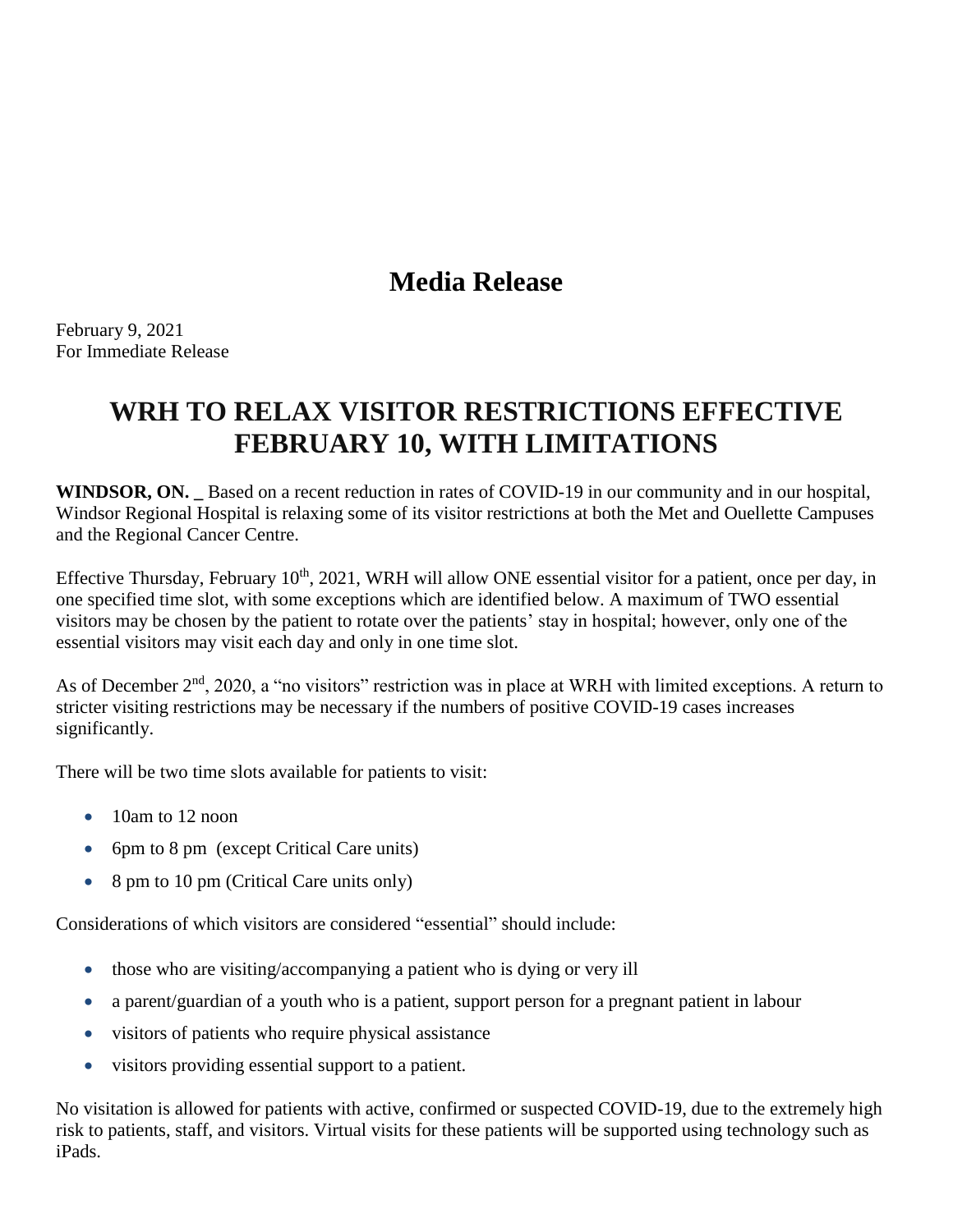# Media Release

February 9, 2021
For Immediate Release

## WRH TO RELAX VISITOR RESTRICTIONS EFFECTIVE FEBRUARY 10, WITH LIMITATIONS

**WINDSOR, ON. _** Based on a recent reduction in rates of COVID-19 in our community and in our hospital, Windsor Regional Hospital is relaxing some of its visitor restrictions at both the Met and Ouellette Campuses and the Regional Cancer Centre.

Effective Thursday, February 10th, 2021, WRH will allow ONE essential visitor for a patient, once per day, in one specified time slot, with some exceptions which are identified below. A maximum of TWO essential visitors may be chosen by the patient to rotate over the patients' stay in hospital; however, only one of the essential visitors may visit each day and only in one time slot.

As of December 2nd, 2020, a "no visitors" restriction was in place at WRH with limited exceptions. A return to stricter visiting restrictions may be necessary if the numbers of positive COVID-19 cases increases significantly.

There will be two time slots available for patients to visit:

- 10am to 12 noon
- 6pm to 8 pm (except Critical Care units)
- 8 pm to 10 pm (Critical Care units only)

Considerations of which visitors are considered "essential" should include:

- those who are visiting/accompanying a patient who is dying or very ill
- a parent/guardian of a youth who is a patient, support person for a pregnant patient in labour
- visitors of patients who require physical assistance
- visitors providing essential support to a patient.

No visitation is allowed for patients with active, confirmed or suspected COVID-19, due to the extremely high risk to patients, staff, and visitors. Virtual visits for these patients will be supported using technology such as iPads.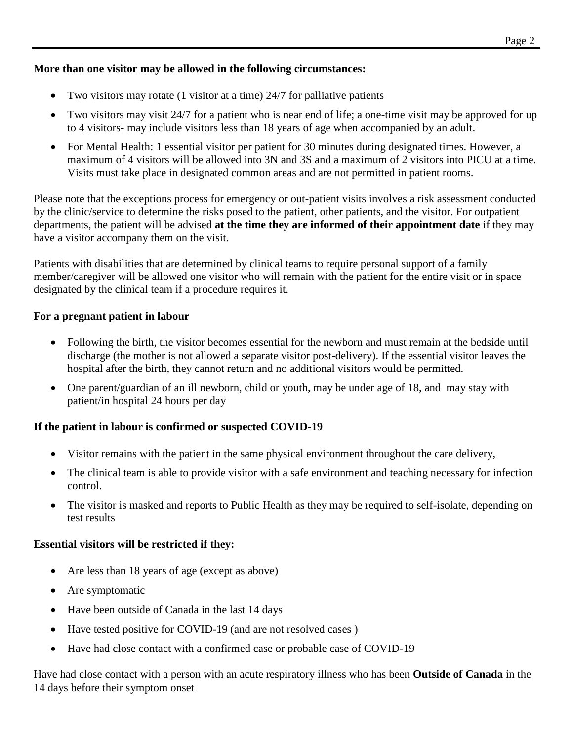**More than one visitor may be allowed in the following circumstances:**

- Two visitors may rotate (1 visitor at a time) 24/7 for palliative patients
- Two visitors may visit 24/7 for a patient who is near end of life; a one-time visit may be approved for up to 4 visitors- may include visitors less than 18 years of age when accompanied by an adult.
- For Mental Health: 1 essential visitor per patient for 30 minutes during designated times. However, a maximum of 4 visitors will be allowed into 3N and 3S and a maximum of 2 visitors into PICU at a time. Visits must take place in designated common areas and are not permitted in patient rooms.

Please note that the exceptions process for emergency or out-patient visits involves a risk assessment conducted by the clinic/service to determine the risks posed to the patient, other patients, and the visitor. For outpatient departments, the patient will be advised **at the time they are informed of their appointment date** if they may have a visitor accompany them on the visit.

Patients with disabilities that are determined by clinical teams to require personal support of a family member/caregiver will be allowed one visitor who will remain with the patient for the entire visit or in space designated by the clinical team if a procedure requires it.

**For a pregnant patient in labour**

- Following the birth, the visitor becomes essential for the newborn and must remain at the bedside until discharge (the mother is not allowed a separate visitor post-delivery). If the essential visitor leaves the hospital after the birth, they cannot return and no additional visitors would be permitted.
- One parent/guardian of an ill newborn, child or youth, may be under age of 18, and may stay with patient/in hospital 24 hours per day

**If the patient in labour is confirmed or suspected COVID-19**

- Visitor remains with the patient in the same physical environment throughout the care delivery,
- The clinical team is able to provide visitor with a safe environment and teaching necessary for infection control.
- The visitor is masked and reports to Public Health as they may be required to self-isolate, depending on test results

**Essential visitors will be restricted if they:**

- Are less than 18 years of age (except as above)
- Are symptomatic
- Have been outside of Canada in the last 14 days
- Have tested positive for COVID-19 (and are not resolved cases )
- Have had close contact with a confirmed case or probable case of COVID-19

Have had close contact with a person with an acute respiratory illness who has been **Outside of Canada** in the 14 days before their symptom onset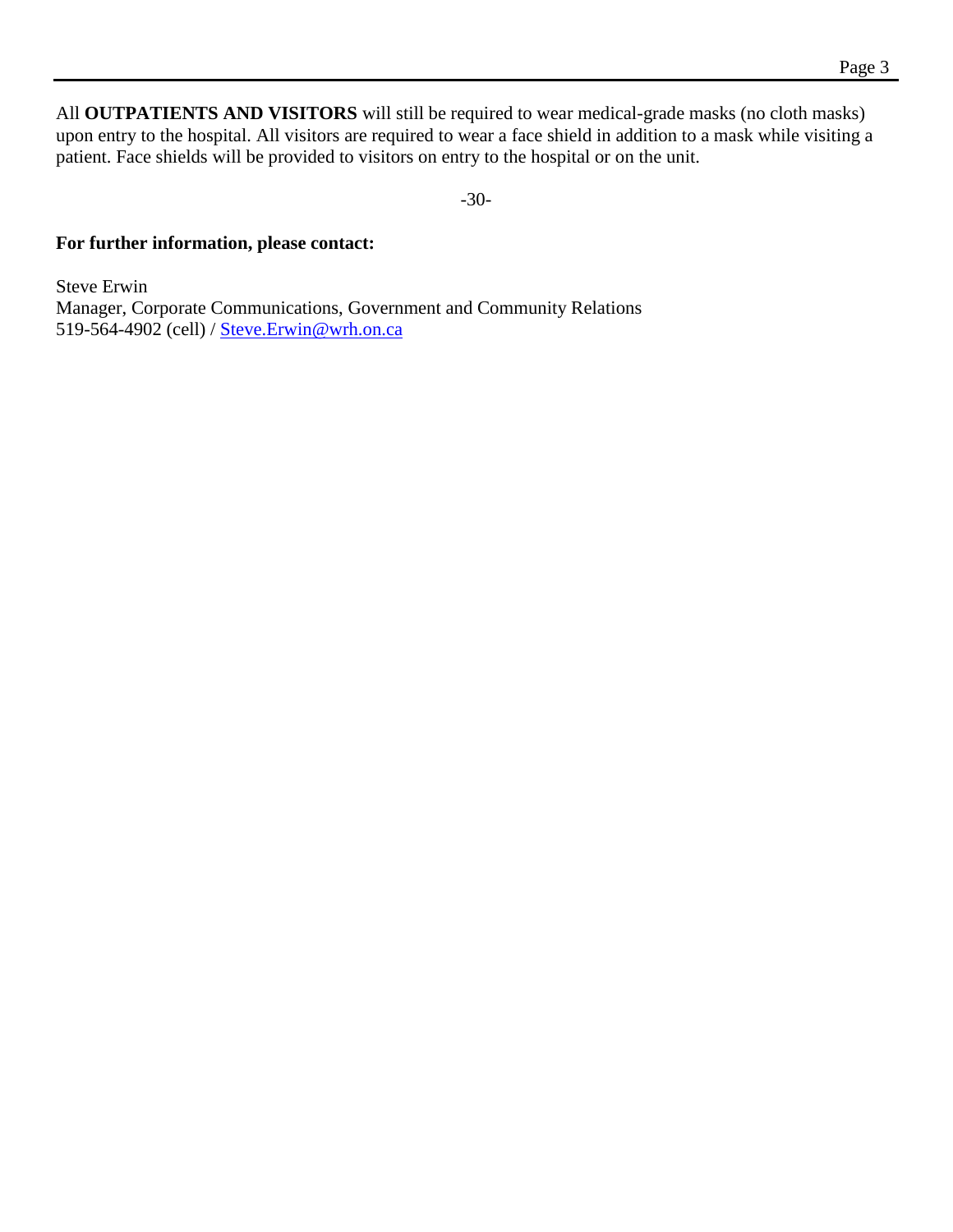All **OUTPATIENTS AND VISITORS** will still be required to wear medical-grade masks (no cloth masks) upon entry to the hospital. All visitors are required to wear a face shield in addition to a mask while visiting a patient. Face shields will be provided to visitors on entry to the hospital or on the unit.

-30-

**For further information, please contact:**

Steve Erwin
Manager, Corporate Communications, Government and Community Relations
519-564-4902 (cell) / Steve.Erwin@wrh.on.ca